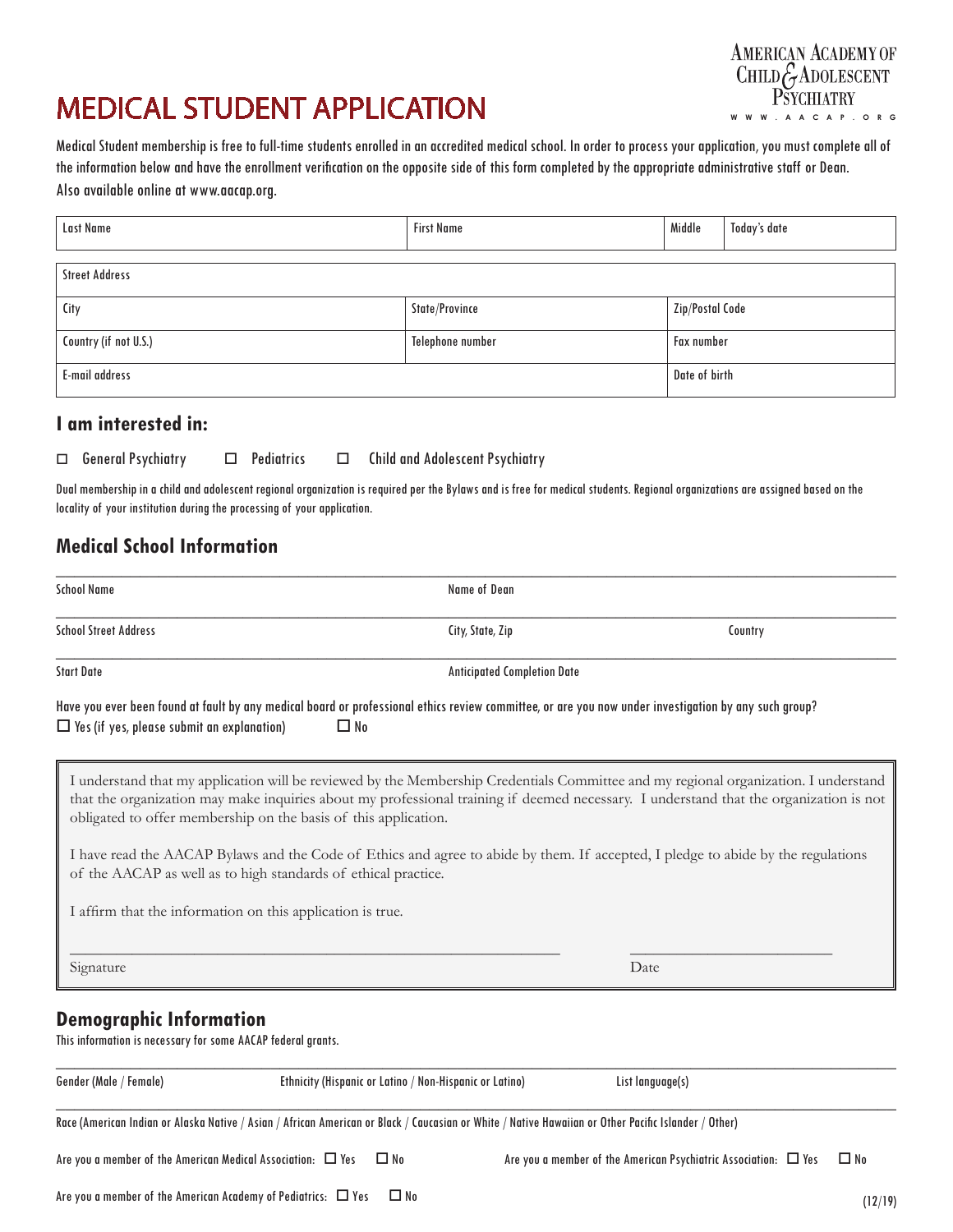# MEDICAL STUDENT APPLICATION

AMERICAN ACADEMY OF CHILD & ADOLESCENT PSYCHIATRY
WWW.AACAP.ORG

Medical Student membership is free to full-time students enrolled in an accredited medical school. In order to process your application, you must complete all of the information below and have the enrollment verification on the opposite side of this form completed by the appropriate administrative staff or Dean. Also available online at www.aacap.org.

| Last Name | First Name | Middle | Today's date |
|---|---|---|---|
| | | | |

| Street Address | | |
|---|---|---|
| City | State/Province | Zip/Postal Code |
| Country (if not U.S.) | Telephone number | Fax number |
| E-mail address | | Date of birth |

## I am interested in:

☐ General Psychiatry ☐ Pediatrics ☐ Child and Adolescent Psychiatry

Dual membership in a child and adolescent regional organization is required per the Bylaws and is free for medical students. Regional organizations are assigned based on the locality of your institution during the processing of your application.

## Medical School Information

School Name ______________________ Name of Dean ______________________

School Street Address ______________________ City, State, Zip ______________________ Country ______________________

Start Date ______________________ Anticipated Completion Date ______________________

Have you ever been found at fault by any medical board or professional ethics review committee, or are you now under investigation by any such group?
☐ Yes (if yes, please submit an explanation) ☐ No

I understand that my application will be reviewed by the Membership Credentials Committee and my regional organization. I understand that the organization may make inquiries about my professional training if deemed necessary. I understand that the organization is not obligated to offer membership on the basis of this application.

I have read the AACAP Bylaws and the Code of Ethics and agree to abide by them. If accepted, I pledge to abide by the regulations of the AACAP as well as to high standards of ethical practice.

I affirm that the information on this application is true.

Signature ______________________ Date ______________________

## Demographic Information

This information is necessary for some AACAP federal grants.

Gender (Male / Female) ______ Ethnicity (Hispanic or Latino / Non-Hispanic or Latino) ______ List language(s) ______

Race (American Indian or Alaska Native / Asian / African American or Black / Caucasian or White / Native Hawaiian or Other Pacific Islander / Other) ______

Are you a member of the American Medical Association: ☐ Yes ☐ No

Are you a member of the American Psychiatric Association: ☐ Yes ☐ No

Are you a member of the American Academy of Pediatrics: ☐ Yes ☐ No

(12/19)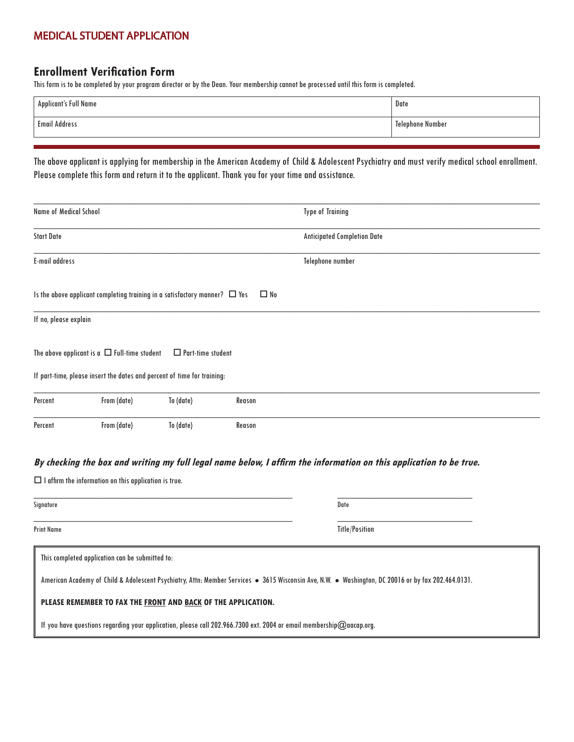MEDICAL STUDENT APPLICATION

## Enrollment Verification Form

This form is to be completed by your program director or by the Dean. Your membership cannot be processed until this form is completed.

| | |
|---|---|
| Applicant's Full Name | Date |
| Email Address | Telephone Number |

The above applicant is applying for membership in the American Academy of Child & Adolescent Psychiatry and must verify medical school enrollment. Please complete this form and return it to the applicant. Thank you for your time and assistance.

| | |
|---|---|
| Name of Medical School | Type of Training |
| Start Date | Anticipated Completion Date |
| E-mail address | Telephone number |

Is the above applicant completing training in a satisfactory manner? ☐ Yes ☐ No

If no, please explain

The above applicant is a ☐ Full-time student ☐ Part-time student

If part-time, please insert the dates and percent of time for training:

| | | | |
|---|---|---|---|
| Percent | From (date) | To (date) | Reason |
| Percent | From (date) | To (date) | Reason |

***By checking the box and writing my full legal name below, I affirm the information on this application to be true.***

☐ I affirm the information on this application is true.

| | |
|---|---|
| Signature | Date |
| Print Name | Title/Position |

This completed application can be submitted to:

American Academy of Child & Adolescent Psychiatry, Attn: Member Services • 3615 Wisconsin Ave, N.W. • Washington, DC 20016 or by fax 202.464.0131.

**PLEASE REMEMBER TO FAX THE FRONT AND BACK OF THE APPLICATION.**

If you have questions regarding your application, please call 202.966.7300 ext. 2004 or email membership@aacap.org.